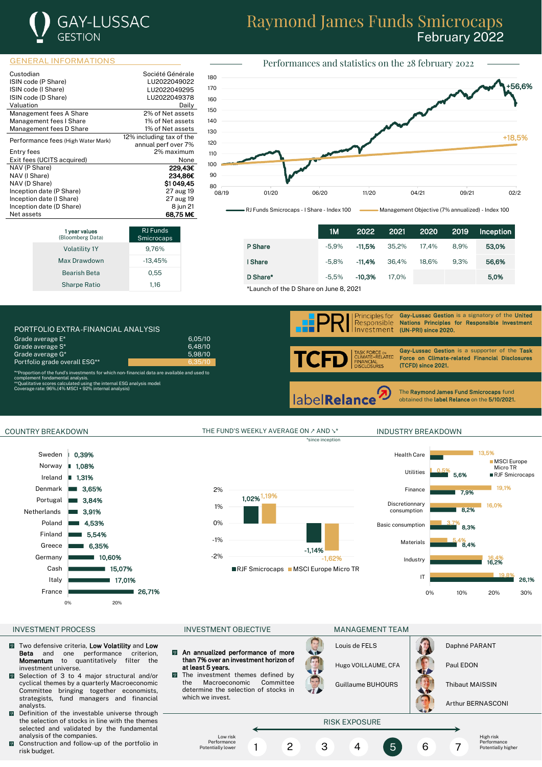# GAY-LUSSAC GESTION

# Raymond James Funds Smicrocaps
## February 2022

## GENERAL INFORMATIONS

| | |
|---|---|
| Custodian | Société Générale |
| ISIN code (P Share) | LU2022049022 |
| ISIN code (I Share) | LU2022049295 |
| ISIN code (D Share) | LU2022049378 |
| Valuation | Daily |
| Management fees A Share | 2% of Net assets |
| Management fees I Share | 1% of Net assets |
| Management fees D Share | 1% of Net assets |
| Performance fees (High Water Mark) | 12% including tax of the annual perf over 7% |
| Entry fees | 2% maximum |
| Exit fees (UCITS acquired) | None |
| NAV (P Share) | **229,43€** |
| NAV (I Share) | **234,86€** |
| NAV (D Share) | **$1 049,45** |
| Inception date (P Share) | 27 aug 19 |
| Inception date (I Share) | 27 aug 19 |
| Inception date (D Share) | 8 jun 21 |
| Net assets | **68,75 M€** |

| 1 year values (Bloomberg Data) | RJ Funds Smicrocaps |
|---|---|
| Volatility 1Y | 9,76% |
| Max Drawdown | -13,45% |
| Bearish Beta | 0,55 |
| Sharpe Ratio | 1,16 |

## Performances and statistics on the 28 february 2022

RJ Funds Smicrocaps - I Share - Index 100: +56,6%
Management Objective (7% annualized) - Index 100: +18,5%

| | 1M | 2022 | 2021 | 2020 | 2019 | Inception |
|---|---|---|---|---|---|---|
| P Share | -5,9% | **-11,5%** | 35,2% | 17,4% | 8,9% | **53,0%** |
| I Share | -5,8% | **-11,4%** | 36,4% | 18,6% | 9,3% | **56,6%** |
| D Share* | -5,5% | **-10,3%** | 17,0% | | | **5,0%** |

*Launch of the D Share on June 8, 2021

## PORTFOLIO EXTRA-FINANCIAL ANALYSIS

| | |
|---|---|
| Grade average E* | 6,05/10 |
| Grade average S* | 6,48/10 |
| Grade average G* | 5,98/10 |
| Portfolio grade overall ESG** | 6,35/10 |

*Proportion of the fund's investments for which non-financial data are available and used to complement fondamental analysis.
**Qualitative scores calculated using the internal ESG analysis model
Coverage rate: 96%.(4% MSCI + 92% internal analysis)

**Gay-Lussac Gestion** is a signatory of the **United Nations Principles for Responsible Investment (UN-PRI) since 2020.**

**Gay-Lussac Gestion** is a supporter of the **Task Force on Climate-related Financial Disclosures (TCFD) since 2021.**

The **Raymond James Fund Smicrocaps** fund obtained the **label Relance** on the **5/10/2021.**

## COUNTRY BREAKDOWN

| Country | Weight |
|---|---|
| Sweden | 0,39% |
| Norway | 1,08% |
| Ireland | 1,31% |
| Denmark | 3,65% |
| Portugal | 3,84% |
| Netherlands | 3,91% |
| Poland | 4,53% |
| Finland | 5,54% |
| Greece | 6,35% |
| Germany | 10,60% |
| Cash | 15,07% |
| Italy | 17,01% |
| France | 26,71% |

## THE FUND'S WEEKLY AVERAGE ON ↗ AND ↘*

*since inception

| | RJF Smicrocaps | MSCI Europe Micro TR |
|---|---|---|
| ↗ | 1,02% | 1,19% |
| ↘ | -1,14% | -1,62% |

## INDUSTRY BREAKDOWN

| Industry | MSCI Europe Micro TR | RJF Smicrocaps |
|---|---|---|
| Health Care | 13,5% | |
| Utilities | 0,5% | 5,6% |
| Finance | 19,1% | 7,9% |
| Discretionnary consumption | 16,0% | 8,2% |
| Basic consumption | 3,7% | 8,3% |
| Materials | 5,4% | 8,4% |
| Industry | 16,4% | 16,2% |
| IT | 19,8% | 26,1% |

## INVESTMENT PROCESS

- Two defensive criteria, **Low Volatility** and **Low Beta** and one performance criterion, **Momentum** to quantitatively filter the investment universe.
- Selection of 3 to 4 major structural and/or cyclical themes by a quarterly Macroeconomic Committee bringing together economists, strategists, fund managers and financial analysts.
- Definition of the investable universe through the selection of stocks in line with the themes selected and validated by the fundamental analysis of the companies.
- Construction and follow-up of the portfolio in risk budget.

## INVESTMENT OBJECTIVE

- **An annualized performance of more than 7% over an investment horizon of at least 5 years.**
- The investment themes defined by the Macroeconomic Committee determine the selection of stocks in which we invest.

## MANAGEMENT TEAM

- Louis de FELS
- Hugo VOILLAUME, CFA
- Guillaume BUHOURS
- Daphné PARANT
- Paul EDON
- Thibaut MAISSIN
- Arthur BERNASCONI

## RISK EXPOSURE

Low risk, Performance Potentially lower — 1 2 3 4 **5** 6 7 — High risk, Performance Potentially higher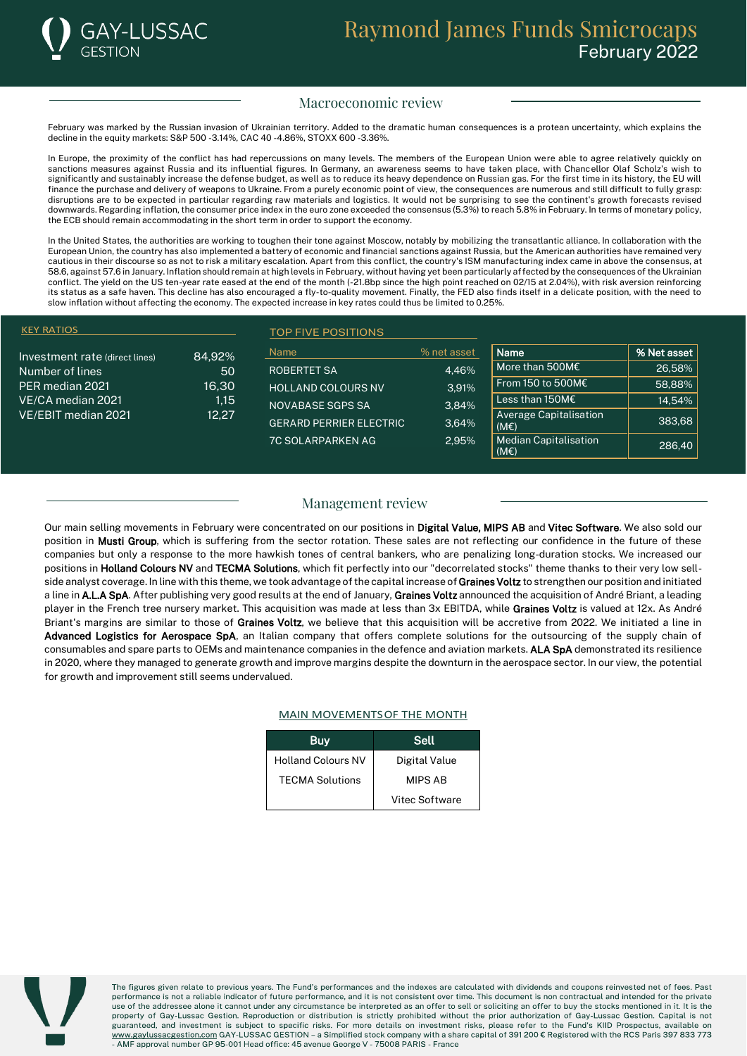# Raymond James Funds Smicrocaps

February 2022

## Macroeconomic review

February was marked by the Russian invasion of Ukrainian territory. Added to the dramatic human consequences is a protean uncertainty, which explains the decline in the equity markets: S&P 500 -3.14%, CAC 40 -4.86%, STOXX 600 -3.36%.

In Europe, the proximity of the conflict has had repercussions on many levels. The members of the European Union were able to agree relatively quickly on sanctions measures against Russia and its influential figures. In Germany, an awareness seems to have taken place, with Chancellor Olaf Scholz's wish to significantly and sustainably increase the defense budget, as well as to reduce its heavy dependence on Russian gas. For the first time in its history, the EU will finance the purchase and delivery of weapons to Ukraine. From a purely economic point of view, the consequences are numerous and still difficult to fully grasp: disruptions are to be expected in particular regarding raw materials and logistics. It would not be surprising to see the continent's growth forecasts revised downwards. Regarding inflation, the consumer price index in the euro zone exceeded the consensus (5.3%) to reach 5.8% in February. In terms of monetary policy, the ECB should remain accommodating in the short term in order to support the economy.

In the United States, the authorities are working to toughen their tone against Moscow, notably by mobilizing the transatlantic alliance. In collaboration with the European Union, the country has also implemented a battery of economic and financial sanctions against Russia, but the American authorities have remained very cautious in their discourse so as not to risk a military escalation. Apart from this conflict, the country's ISM manufacturing index came in above the consensus, at 58.6, against 57.6 in January. Inflation should remain at high levels in February, without having yet been particularly affected by the consequences of the Ukrainian conflict. The yield on the US ten-year rate eased at the end of the month (-21.8bp since the high point reached on 02/15 at 2.04%), with risk aversion reinforcing its status as a safe haven. This decline has also encouraged a fly-to-quality movement. Finally, the FED also finds itself in a delicate position, with the need to slow inflation without affecting the economy. The expected increase in key rates could thus be limited to 0.25%.

### KEY RATIOS

| | |
|---|---|
| Investment rate (direct lines) | 84,92% |
| Number of lines | 50 |
| PER median 2021 | 16,30 |
| VE/CA median 2021 | 1,15 |
| VE/EBIT median 2021 | 12,27 |

### TOP FIVE POSITIONS

| Name | % net asset |
|---|---|
| ROBERTET SA | 4,46% |
| HOLLAND COLOURS NV | 3,91% |
| NOVABASE SGPS SA | 3,84% |
| GERARD PERRIER ELECTRIC | 3,64% |
| 7C SOLARPARKEN AG | 2,95% |

| Name | % Net asset |
|---|---|
| More than 500M€ | 26,58% |
| From 150 to 500M€ | 58,88% |
| Less than 150M€ | 14,54% |
| Average Capitalisation (M€) | 383,68 |
| Median Capitalisation (M€) | 286,40 |

## Management review

Our main selling movements in February were concentrated on our positions in **Digital Value, MIPS AB** and **Vitec Software**. We also sold our position in **Musti Group**, which is suffering from the sector rotation. These sales are not reflecting our confidence in the future of these companies but only a response to the more hawkish tones of central bankers, who are penalizing long-duration stocks. We increased our positions in **Holland Colours NV** and **TECMA Solutions**, which fit perfectly into our "decorrelated stocks" theme thanks to their very low sell-side analyst coverage. In line with this theme, we took advantage of the capital increase of **Graines Voltz** to strengthen our position and initiated a line in **A.L.A SpA**. After publishing very good results at the end of January, **Graines Voltz** announced the acquisition of André Briant, a leading player in the French tree nursery market. This acquisition was made at less than 3x EBITDA, while **Graines Voltz** is valued at 12x. As André Briant's margins are similar to those of **Graines Voltz**, we believe that this acquisition will be accretive from 2022. We initiated a line in **Advanced Logistics for Aerospace SpA**, an Italian company that offers complete solutions for the outsourcing of the supply chain of consumables and spare parts to OEMs and maintenance companies in the defence and aviation markets. **ALA SpA** demonstrated its resilience in 2020, where they managed to generate growth and improve margins despite the downturn in the aerospace sector. In our view, the potential for growth and improvement still seems undervalued.

### MAIN MOVEMENTS OF THE MONTH

| Buy | Sell |
|---|---|
| Holland Colours NV | Digital Value |
| TECMA Solutions | MIPS AB |
| | Vitec Software |

The figures given relate to previous years. The Fund's performances and the indexes are calculated with dividends and coupons reinvested net of fees. Past performance is not a reliable indicator of future performance, and it is not consistent over time. This document is non contractual and intended for the private use of the addressee alone it cannot under any circumstance be interpreted as an offer to sell or soliciting an offer to buy the stocks mentioned in it. It is the property of Gay-Lussac Gestion. Reproduction or distribution is strictly prohibited without the prior authorization of Gay-Lussac Gestion. Capital is not guaranteed, and investment is subject to specific risks. For more details on investment risks, please refer to the Fund's KIID Prospectus, available on www.gaylussacgestion.com GAY-LUSSAC GESTION – a Simplified stock company with a share capital of 391 200 € Registered with the RCS Paris 397 833 773 - AMF approval number GP 95-001 Head office: 45 avenue George V - 75008 PARIS - France